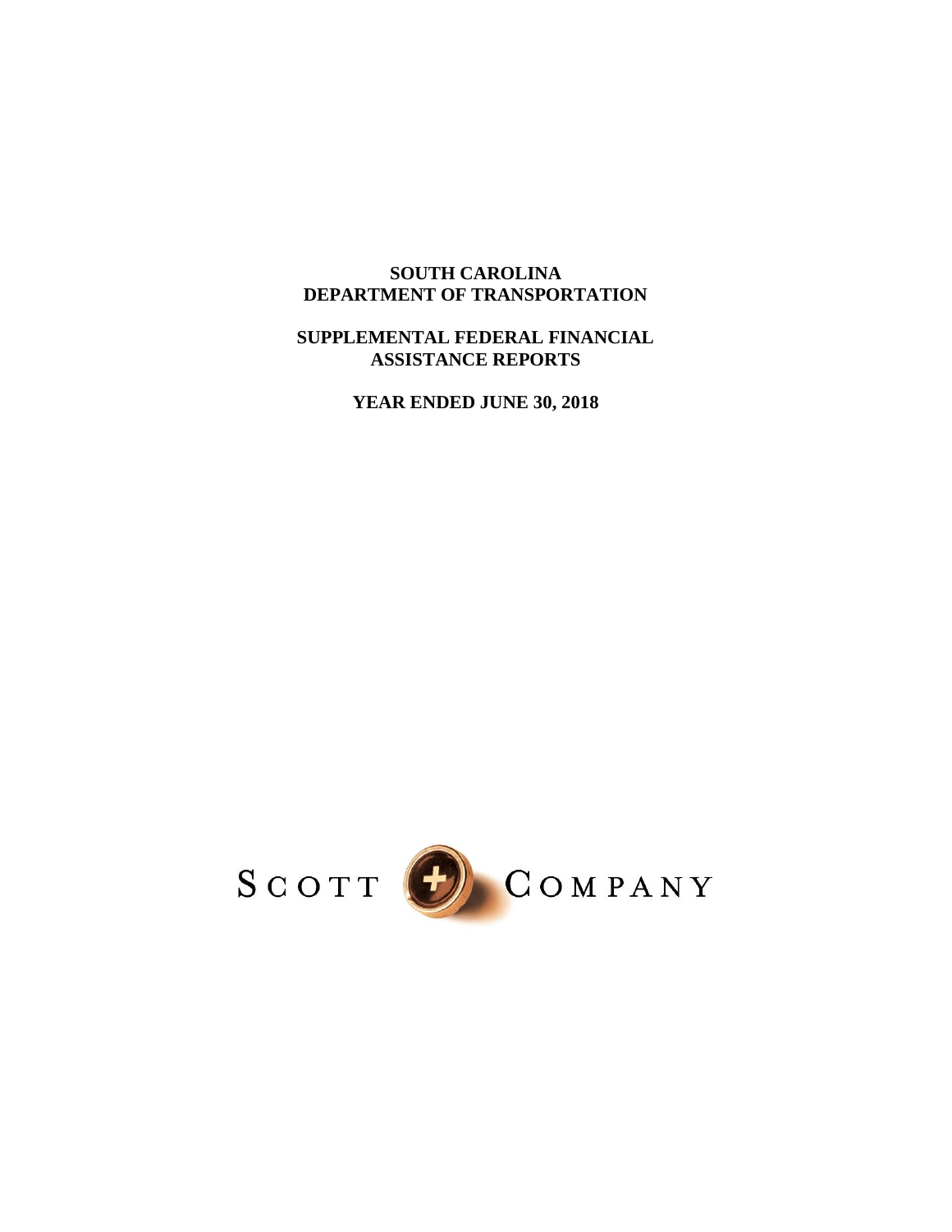# SOUTH CAROLINA
# DEPARTMENT OF TRANSPORTATION

## SUPPLEMENTAL FEDERAL FINANCIAL ASSISTANCE REPORTS

### YEAR ENDED JUNE 30, 2018

SCOTT + COMPANY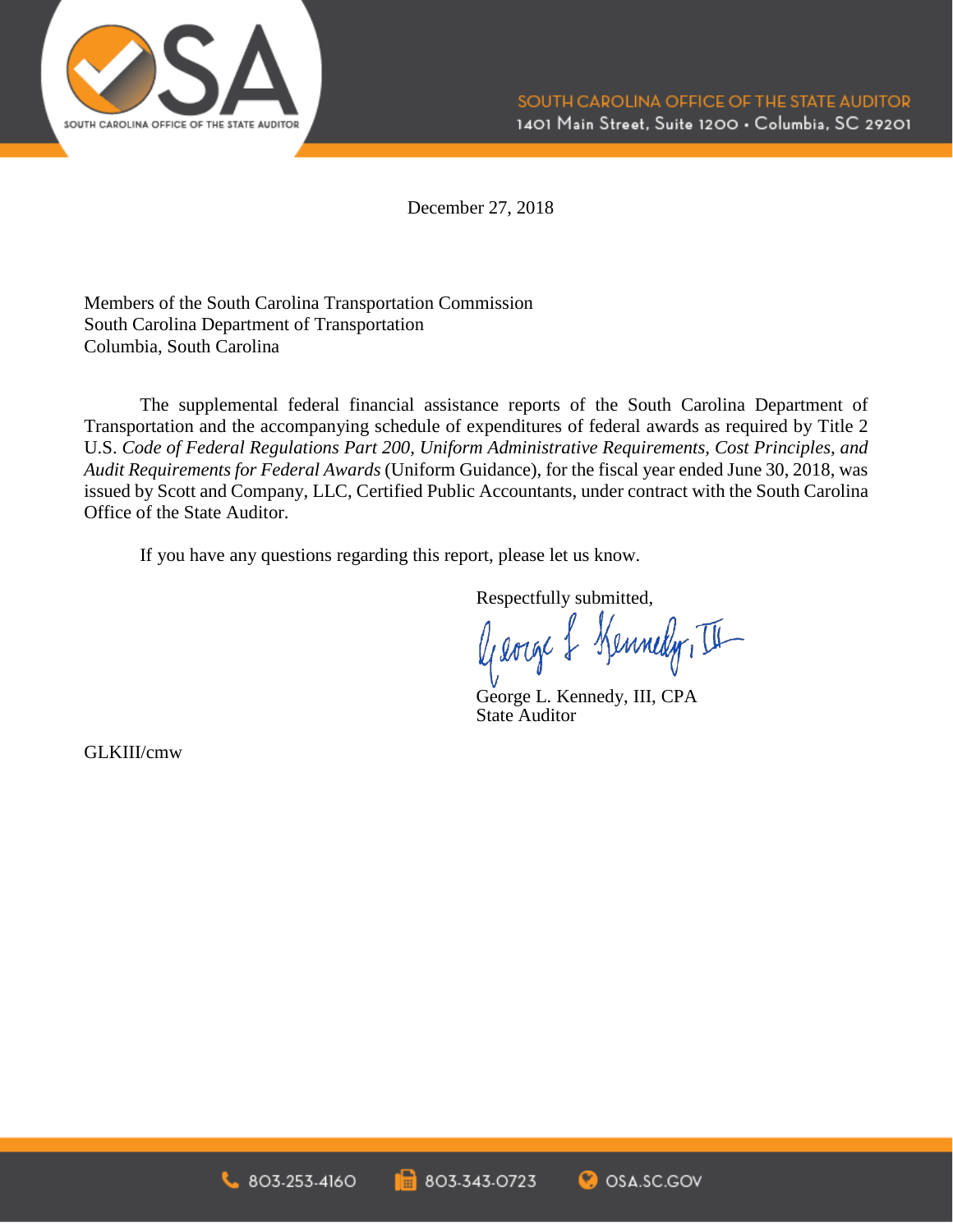December 27, 2018

Members of the South Carolina Transportation Commission
South Carolina Department of Transportation
Columbia, South Carolina

The supplemental federal financial assistance reports of the South Carolina Department of Transportation and the accompanying schedule of expenditures of federal awards as required by Title 2 U.S. *Code of Federal Regulations Part 200, Uniform Administrative Requirements, Cost Principles, and Audit Requirements for Federal Awards* (Uniform Guidance), for the fiscal year ended June 30, 2018, was issued by Scott and Company, LLC, Certified Public Accountants, under contract with the South Carolina Office of the State Auditor.

If you have any questions regarding this report, please let us know.

Respectfully submitted,

George L. Kennedy, III, CPA
State Auditor

GLKIII/cmw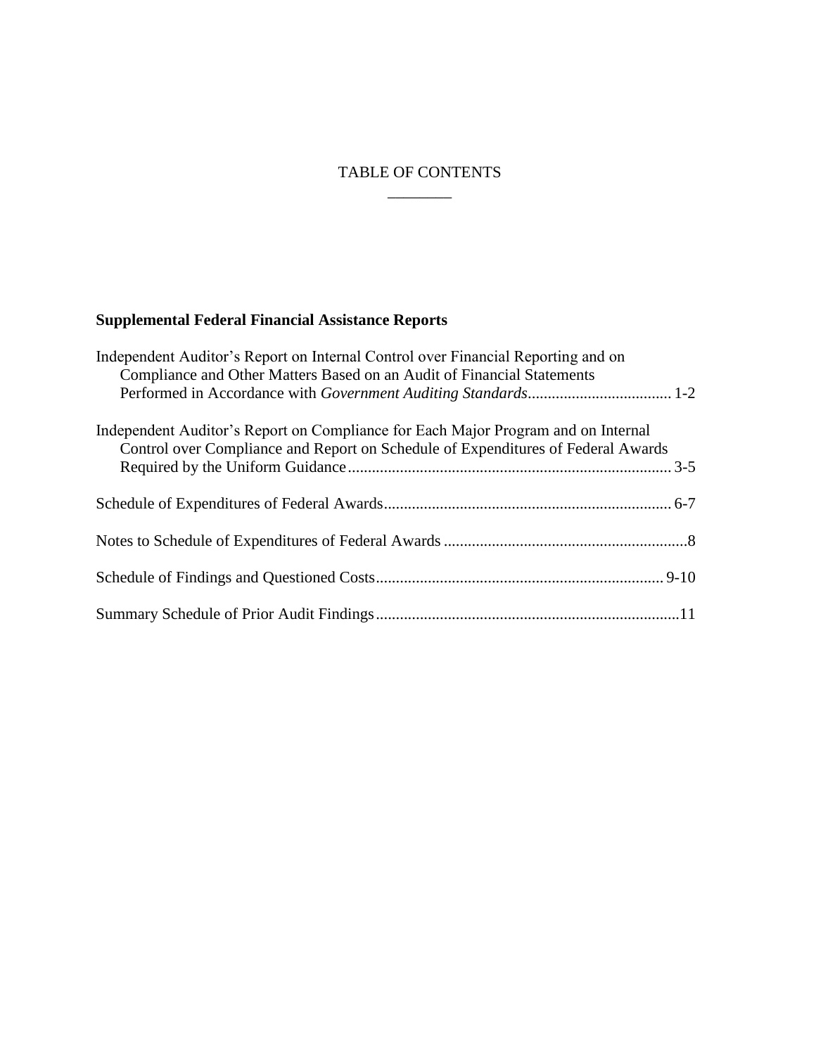# TABLE OF CONTENTS

## Supplemental Federal Financial Assistance Reports

| | |
|---|---|
| Independent Auditor's Report on Internal Control over Financial Reporting and on Compliance and Other Matters Based on an Audit of Financial Statements Performed in Accordance with *Government Auditing Standards* | 1-2 |
| Independent Auditor's Report on Compliance for Each Major Program and on Internal Control over Compliance and Report on Schedule of Expenditures of Federal Awards Required by the Uniform Guidance | 3-5 |
| Schedule of Expenditures of Federal Awards | 6-7 |
| Notes to Schedule of Expenditures of Federal Awards | 8 |
| Schedule of Findings and Questioned Costs | 9-10 |
| Summary Schedule of Prior Audit Findings | 11 |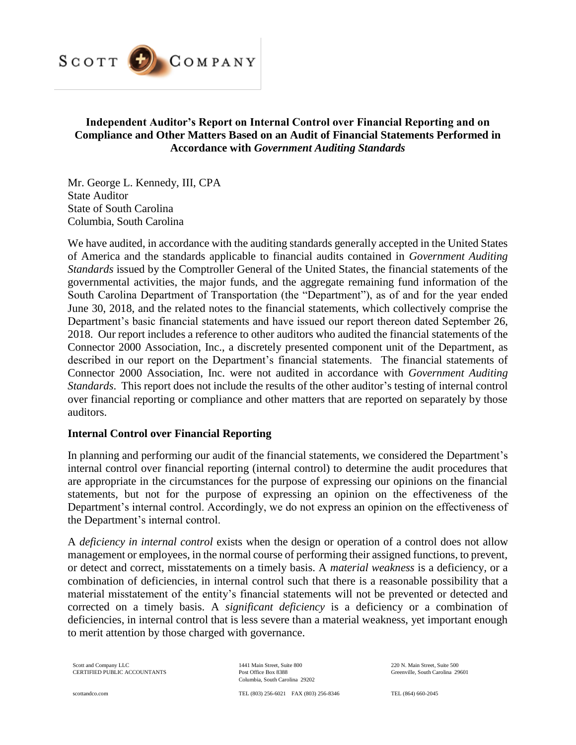**Independent Auditor's Report on Internal Control over Financial Reporting and on Compliance and Other Matters Based on an Audit of Financial Statements Performed in Accordance with *Government Auditing Standards***

Mr. George L. Kennedy, III, CPA
State Auditor
State of South Carolina
Columbia, South Carolina

We have audited, in accordance with the auditing standards generally accepted in the United States of America and the standards applicable to financial audits contained in *Government Auditing Standards* issued by the Comptroller General of the United States, the financial statements of the governmental activities, the major funds, and the aggregate remaining fund information of the South Carolina Department of Transportation (the "Department"), as of and for the year ended June 30, 2018, and the related notes to the financial statements, which collectively comprise the Department's basic financial statements and have issued our report thereon dated September 26, 2018. Our report includes a reference to other auditors who audited the financial statements of the Connector 2000 Association, Inc., a discretely presented component unit of the Department, as described in our report on the Department's financial statements. The financial statements of Connector 2000 Association, Inc. were not audited in accordance with *Government Auditing Standards*. This report does not include the results of the other auditor's testing of internal control over financial reporting or compliance and other matters that are reported on separately by those auditors.

**Internal Control over Financial Reporting**

In planning and performing our audit of the financial statements, we considered the Department's internal control over financial reporting (internal control) to determine the audit procedures that are appropriate in the circumstances for the purpose of expressing our opinions on the financial statements, but not for the purpose of expressing an opinion on the effectiveness of the Department's internal control. Accordingly, we do not express an opinion on the effectiveness of the Department's internal control.

A *deficiency in internal control* exists when the design or operation of a control does not allow management or employees, in the normal course of performing their assigned functions, to prevent, or detect and correct, misstatements on a timely basis. A *material weakness* is a deficiency, or a combination of deficiencies, in internal control such that there is a reasonable possibility that a material misstatement of the entity's financial statements will not be prevented or detected and corrected on a timely basis. A *significant deficiency* is a deficiency or a combination of deficiencies, in internal control that is less severe than a material weakness, yet important enough to merit attention by those charged with governance.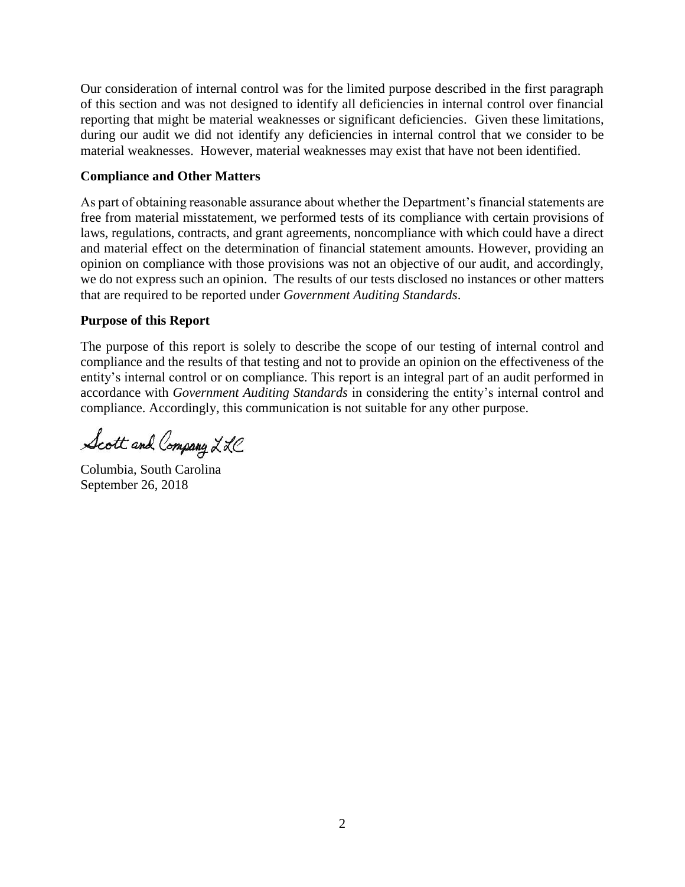Our consideration of internal control was for the limited purpose described in the first paragraph of this section and was not designed to identify all deficiencies in internal control over financial reporting that might be material weaknesses or significant deficiencies. Given these limitations, during our audit we did not identify any deficiencies in internal control that we consider to be material weaknesses. However, material weaknesses may exist that have not been identified.

**Compliance and Other Matters**

As part of obtaining reasonable assurance about whether the Department's financial statements are free from material misstatement, we performed tests of its compliance with certain provisions of laws, regulations, contracts, and grant agreements, noncompliance with which could have a direct and material effect on the determination of financial statement amounts. However, providing an opinion on compliance with those provisions was not an objective of our audit, and accordingly, we do not express such an opinion. The results of our tests disclosed no instances or other matters that are required to be reported under *Government Auditing Standards*.

**Purpose of this Report**

The purpose of this report is solely to describe the scope of our testing of internal control and compliance and the results of that testing and not to provide an opinion on the effectiveness of the entity's internal control or on compliance. This report is an integral part of an audit performed in accordance with *Government Auditing Standards* in considering the entity's internal control and compliance. Accordingly, this communication is not suitable for any other purpose.

Scott and Company LLC

Columbia, South Carolina
September 26, 2018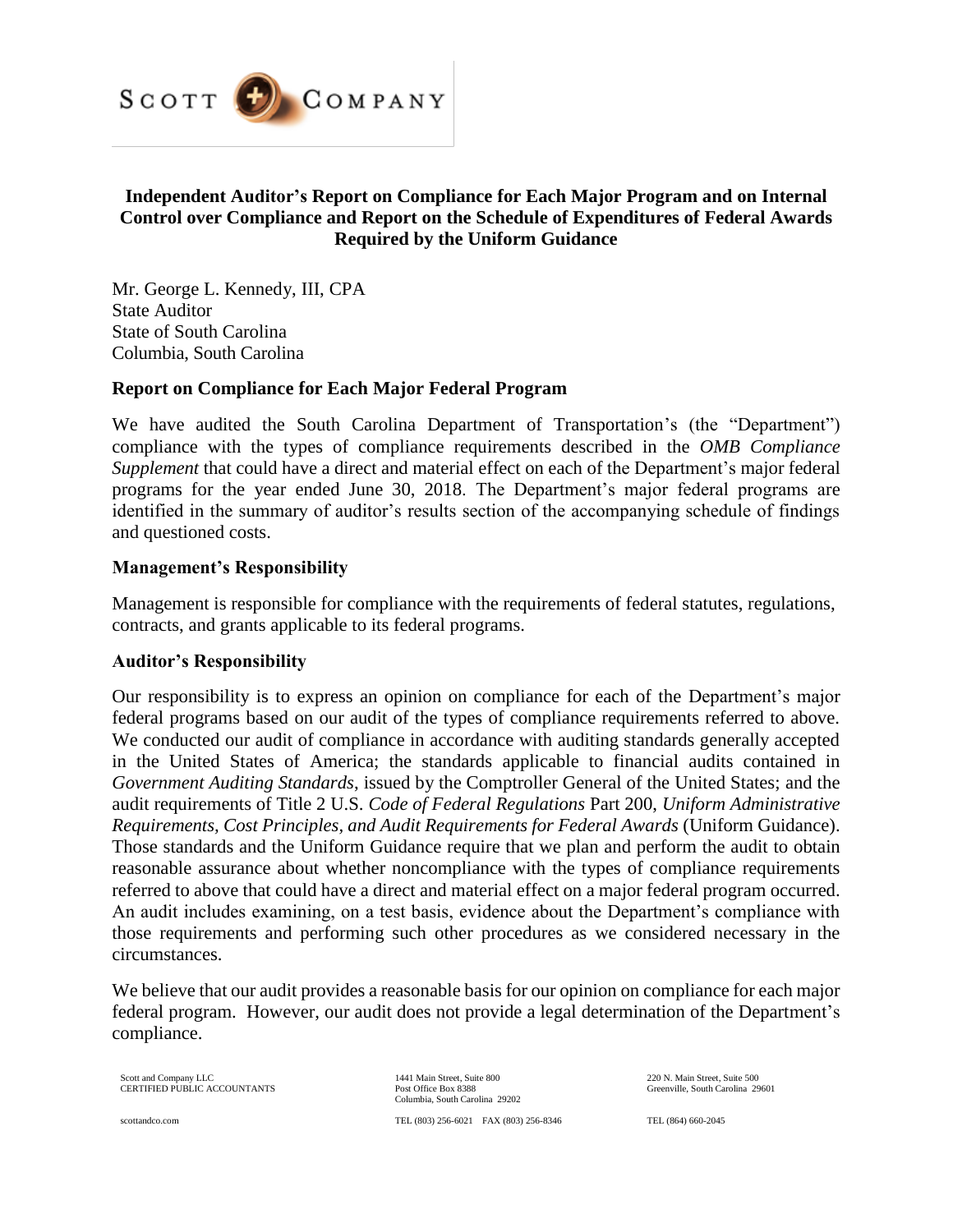SCOTT + COMPANY

## Independent Auditor's Report on Compliance for Each Major Program and on Internal Control over Compliance and Report on the Schedule of Expenditures of Federal Awards Required by the Uniform Guidance

Mr. George L. Kennedy, III, CPA
State Auditor
State of South Carolina
Columbia, South Carolina

### Report on Compliance for Each Major Federal Program

We have audited the South Carolina Department of Transportation's (the "Department") compliance with the types of compliance requirements described in the *OMB Compliance Supplement* that could have a direct and material effect on each of the Department's major federal programs for the year ended June 30, 2018. The Department's major federal programs are identified in the summary of auditor's results section of the accompanying schedule of findings and questioned costs.

### Management's Responsibility

Management is responsible for compliance with the requirements of federal statutes, regulations, contracts, and grants applicable to its federal programs.

### Auditor's Responsibility

Our responsibility is to express an opinion on compliance for each of the Department's major federal programs based on our audit of the types of compliance requirements referred to above. We conducted our audit of compliance in accordance with auditing standards generally accepted in the United States of America; the standards applicable to financial audits contained in *Government Auditing Standards*, issued by the Comptroller General of the United States; and the audit requirements of Title 2 U.S. *Code of Federal Regulations* Part 200, *Uniform Administrative Requirements, Cost Principles, and Audit Requirements for Federal Awards* (Uniform Guidance). Those standards and the Uniform Guidance require that we plan and perform the audit to obtain reasonable assurance about whether noncompliance with the types of compliance requirements referred to above that could have a direct and material effect on a major federal program occurred. An audit includes examining, on a test basis, evidence about the Department's compliance with those requirements and performing such other procedures as we considered necessary in the circumstances.

We believe that our audit provides a reasonable basis for our opinion on compliance for each major federal program. However, our audit does not provide a legal determination of the Department's compliance.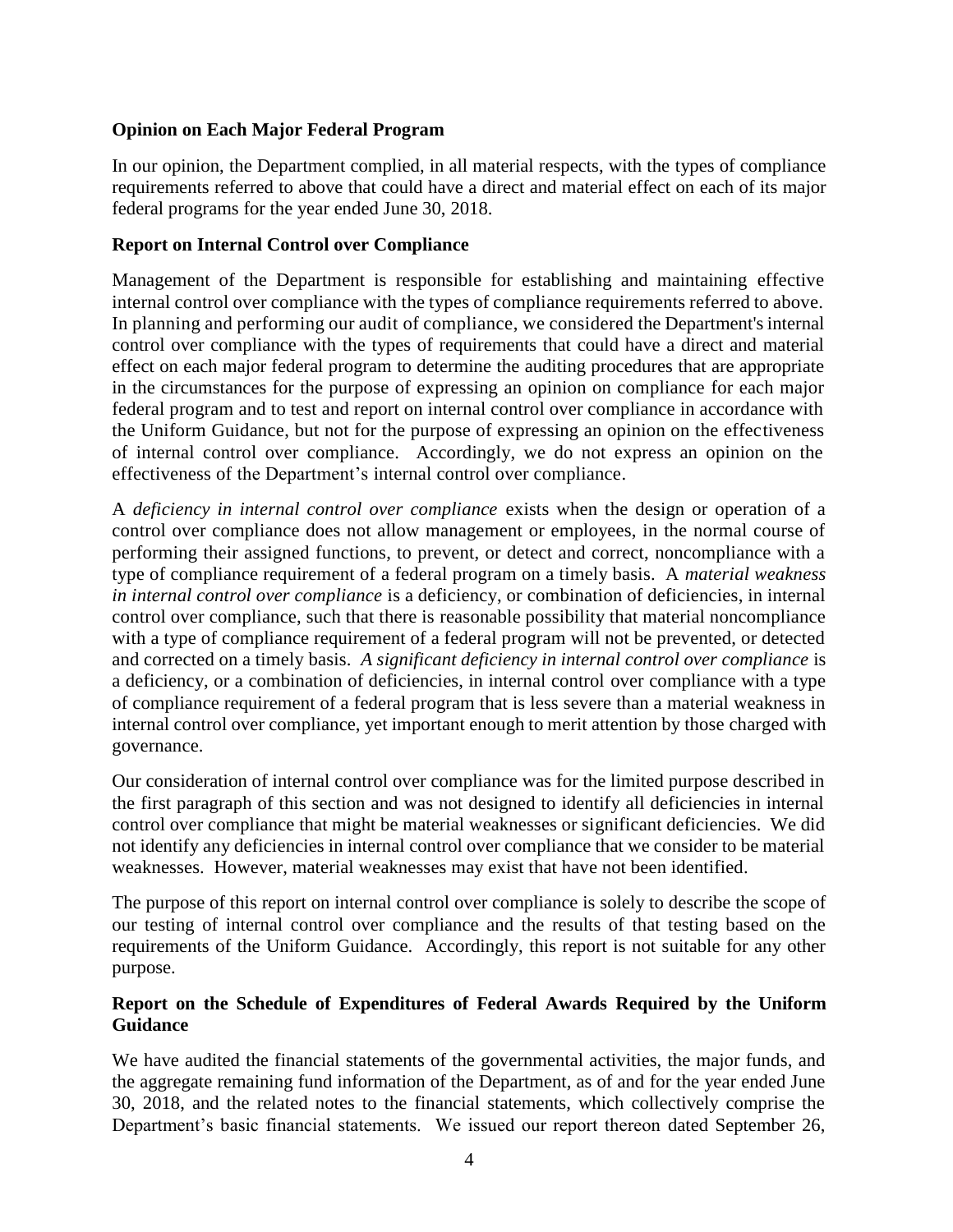**Opinion on Each Major Federal Program**

In our opinion, the Department complied, in all material respects, with the types of compliance requirements referred to above that could have a direct and material effect on each of its major federal programs for the year ended June 30, 2018.

**Report on Internal Control over Compliance**

Management of the Department is responsible for establishing and maintaining effective internal control over compliance with the types of compliance requirements referred to above. In planning and performing our audit of compliance, we considered the Department's internal control over compliance with the types of requirements that could have a direct and material effect on each major federal program to determine the auditing procedures that are appropriate in the circumstances for the purpose of expressing an opinion on compliance for each major federal program and to test and report on internal control over compliance in accordance with the Uniform Guidance, but not for the purpose of expressing an opinion on the effectiveness of internal control over compliance. Accordingly, we do not express an opinion on the effectiveness of the Department's internal control over compliance.

A *deficiency in internal control over compliance* exists when the design or operation of a control over compliance does not allow management or employees, in the normal course of performing their assigned functions, to prevent, or detect and correct, noncompliance with a type of compliance requirement of a federal program on a timely basis. A *material weakness in internal control over compliance* is a deficiency, or combination of deficiencies, in internal control over compliance, such that there is reasonable possibility that material noncompliance with a type of compliance requirement of a federal program will not be prevented, or detected and corrected on a timely basis. *A significant deficiency in internal control over compliance* is a deficiency, or a combination of deficiencies, in internal control over compliance with a type of compliance requirement of a federal program that is less severe than a material weakness in internal control over compliance, yet important enough to merit attention by those charged with governance.

Our consideration of internal control over compliance was for the limited purpose described in the first paragraph of this section and was not designed to identify all deficiencies in internal control over compliance that might be material weaknesses or significant deficiencies. We did not identify any deficiencies in internal control over compliance that we consider to be material weaknesses. However, material weaknesses may exist that have not been identified.

The purpose of this report on internal control over compliance is solely to describe the scope of our testing of internal control over compliance and the results of that testing based on the requirements of the Uniform Guidance. Accordingly, this report is not suitable for any other purpose.

**Report on the Schedule of Expenditures of Federal Awards Required by the Uniform Guidance**

We have audited the financial statements of the governmental activities, the major funds, and the aggregate remaining fund information of the Department, as of and for the year ended June 30, 2018, and the related notes to the financial statements, which collectively comprise the Department's basic financial statements. We issued our report thereon dated September 26,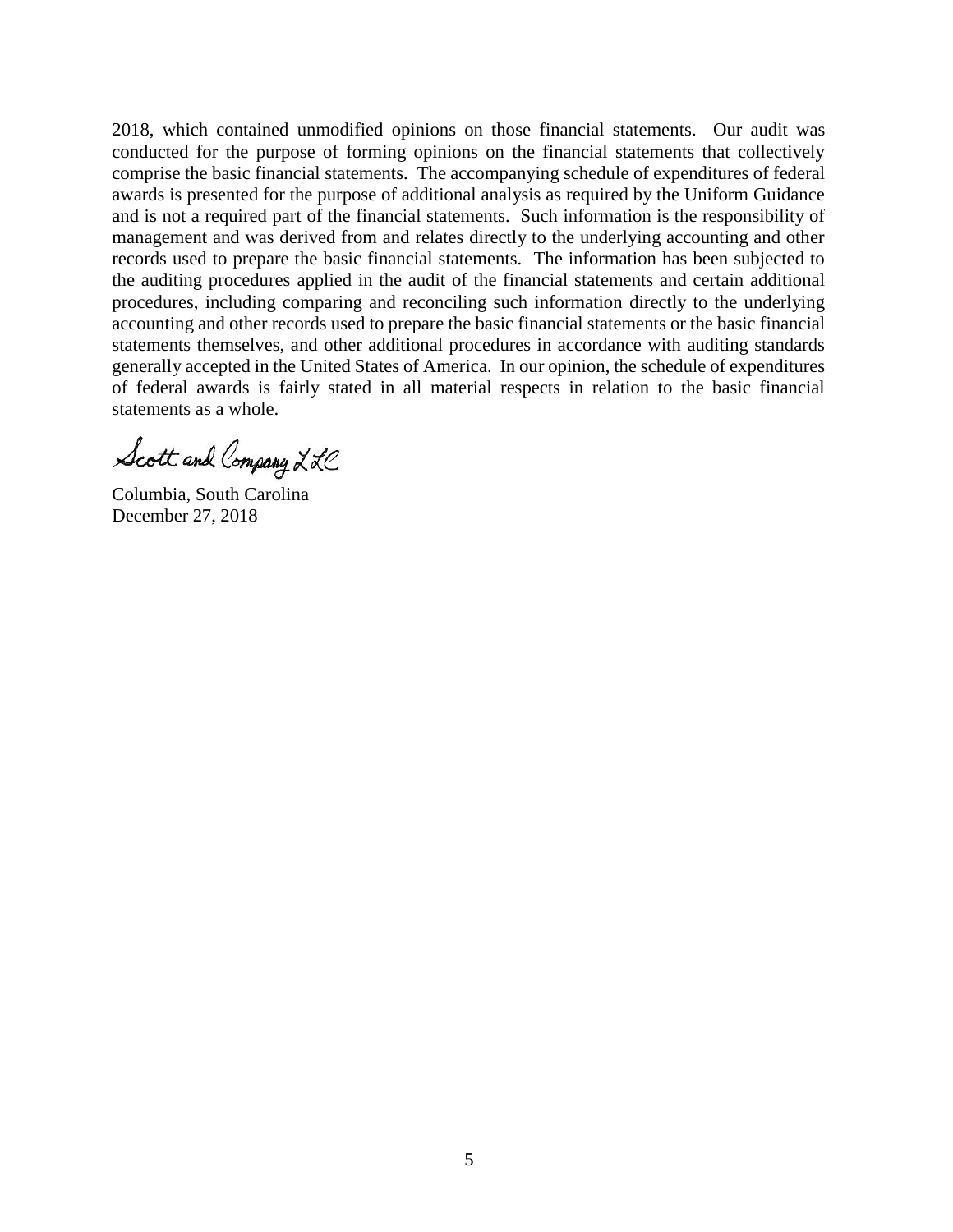2018, which contained unmodified opinions on those financial statements. Our audit was conducted for the purpose of forming opinions on the financial statements that collectively comprise the basic financial statements. The accompanying schedule of expenditures of federal awards is presented for the purpose of additional analysis as required by the Uniform Guidance and is not a required part of the financial statements. Such information is the responsibility of management and was derived from and relates directly to the underlying accounting and other records used to prepare the basic financial statements. The information has been subjected to the auditing procedures applied in the audit of the financial statements and certain additional procedures, including comparing and reconciling such information directly to the underlying accounting and other records used to prepare the basic financial statements or the basic financial statements themselves, and other additional procedures in accordance with auditing standards generally accepted in the United States of America. In our opinion, the schedule of expenditures of federal awards is fairly stated in all material respects in relation to the basic financial statements as a whole.

Scott and Company LLC

Columbia, South Carolina
December 27, 2018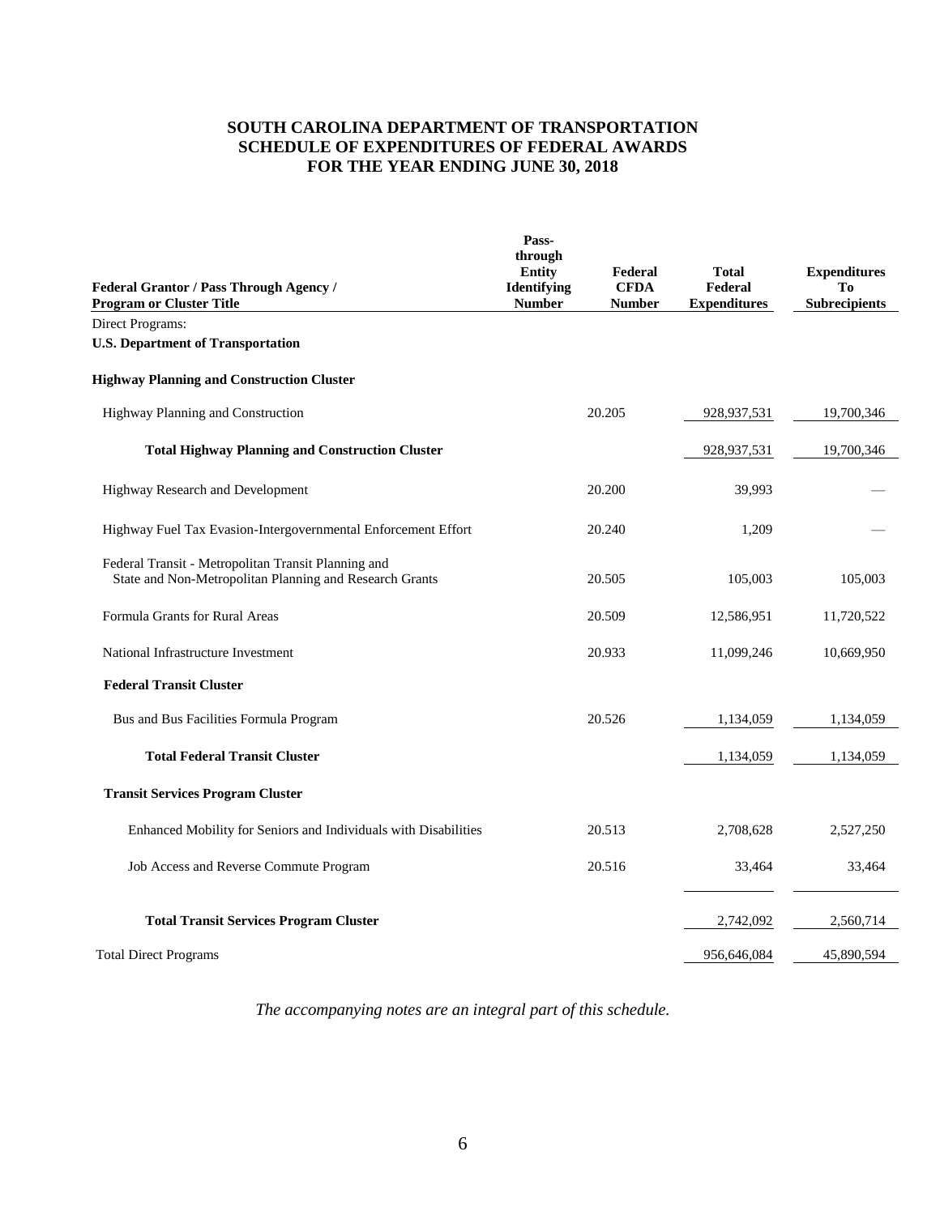# SOUTH CAROLINA DEPARTMENT OF TRANSPORTATION
## SCHEDULE OF EXPENDITURES OF FEDERAL AWARDS
## FOR THE YEAR ENDING JUNE 30, 2018

| Federal Grantor / Pass Through Agency / Program or Cluster Title | Pass-through Entity Identifying Number | Federal CFDA Number | Total Federal Expenditures | Expenditures To Subrecipients |
|---|---|---|---|---|
| Direct Programs: | | | | |
| **U.S. Department of Transportation** | | | | |
| **Highway Planning and Construction Cluster** | | | | |
| Highway Planning and Construction | | 20.205 | 928,937,531 | 19,700,346 |
| **Total Highway Planning and Construction Cluster** | | | 928,937,531 | 19,700,346 |
| Highway Research and Development | | 20.200 | 39,993 | — |
| Highway Fuel Tax Evasion-Intergovernmental Enforcement Effort | | 20.240 | 1,209 | — |
| Federal Transit - Metropolitan Transit Planning and State and Non-Metropolitan Planning and Research Grants | | 20.505 | 105,003 | 105,003 |
| Formula Grants for Rural Areas | | 20.509 | 12,586,951 | 11,720,522 |
| National Infrastructure Investment | | 20.933 | 11,099,246 | 10,669,950 |
| **Federal Transit Cluster** | | | | |
| Bus and Bus Facilities Formula Program | | 20.526 | 1,134,059 | 1,134,059 |
| **Total Federal Transit Cluster** | | | 1,134,059 | 1,134,059 |
| **Transit Services Program Cluster** | | | | |
| Enhanced Mobility for Seniors and Individuals with Disabilities | | 20.513 | 2,708,628 | 2,527,250 |
| Job Access and Reverse Commute Program | | 20.516 | 33,464 | 33,464 |
| **Total Transit Services Program Cluster** | | | 2,742,092 | 2,560,714 |
| Total Direct Programs | | | 956,646,084 | 45,890,594 |

*The accompanying notes are an integral part of this schedule.*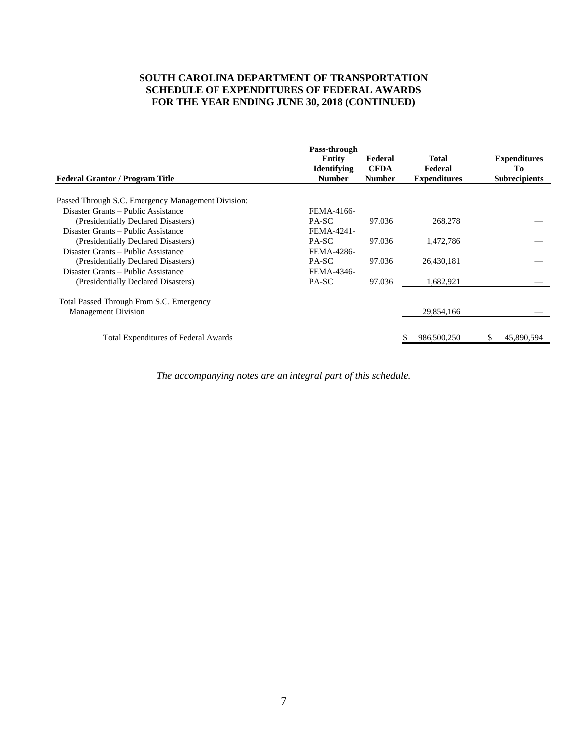**SOUTH CAROLINA DEPARTMENT OF TRANSPORTATION**
**SCHEDULE OF EXPENDITURES OF FEDERAL AWARDS**
**FOR THE YEAR ENDING JUNE 30, 2018 (CONTINUED)**

| Federal Grantor / Program Title | Pass-through Entity Identifying Number | Federal CFDA Number | Total Federal Expenditures | Expenditures To Subrecipients |
|---|---|---|---|---|
| Passed Through S.C. Emergency Management Division: | | | | |
| Disaster Grants – Public Assistance (Presidentially Declared Disasters) | FEMA-4166-PA-SC | 97.036 | 268,278 | — |
| Disaster Grants – Public Assistance (Presidentially Declared Disasters) | FEMA-4241-PA-SC | 97.036 | 1,472,786 | — |
| Disaster Grants – Public Assistance (Presidentially Declared Disasters) | FEMA-4286-PA-SC | 97.036 | 26,430,181 | — |
| Disaster Grants – Public Assistance (Presidentially Declared Disasters) | FEMA-4346-PA-SC | 97.036 | 1,682,921 | — |
| Total Passed Through From S.C. Emergency Management Division | | | 29,854,166 | — |
| Total Expenditures of Federal Awards | | | $ 986,500,250 | $ 45,890,594 |

*The accompanying notes are an integral part of this schedule.*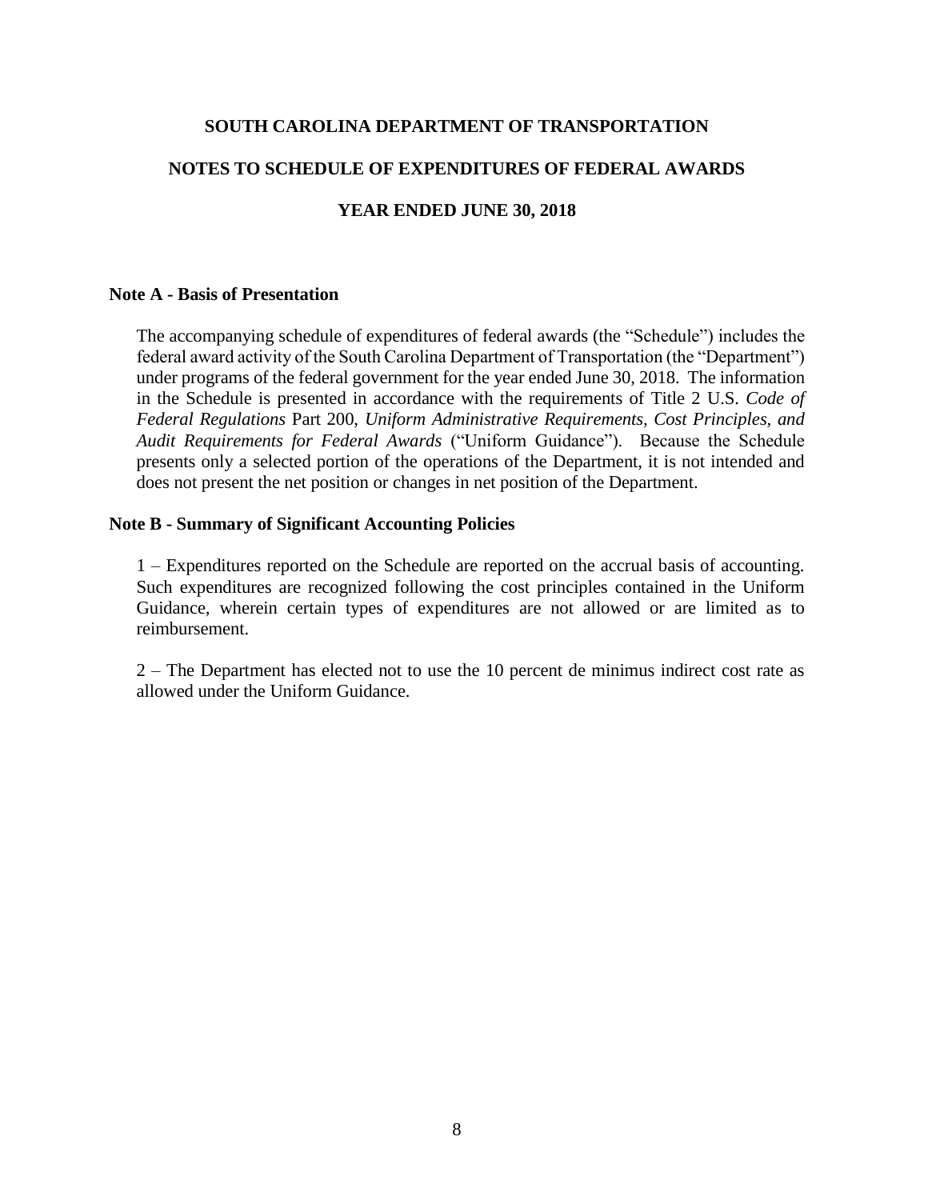# SOUTH CAROLINA DEPARTMENT OF TRANSPORTATION

## NOTES TO SCHEDULE OF EXPENDITURES OF FEDERAL AWARDS

### YEAR ENDED JUNE 30, 2018

**Note A - Basis of Presentation**

The accompanying schedule of expenditures of federal awards (the "Schedule") includes the federal award activity of the South Carolina Department of Transportation (the "Department") under programs of the federal government for the year ended June 30, 2018. The information in the Schedule is presented in accordance with the requirements of Title 2 U.S. *Code of Federal Regulations* Part 200, *Uniform Administrative Requirements, Cost Principles, and Audit Requirements for Federal Awards* ("Uniform Guidance"). Because the Schedule presents only a selected portion of the operations of the Department, it is not intended and does not present the net position or changes in net position of the Department.

**Note B - Summary of Significant Accounting Policies**

1 – Expenditures reported on the Schedule are reported on the accrual basis of accounting. Such expenditures are recognized following the cost principles contained in the Uniform Guidance, wherein certain types of expenditures are not allowed or are limited as to reimbursement.

2 – The Department has elected not to use the 10 percent de minimus indirect cost rate as allowed under the Uniform Guidance.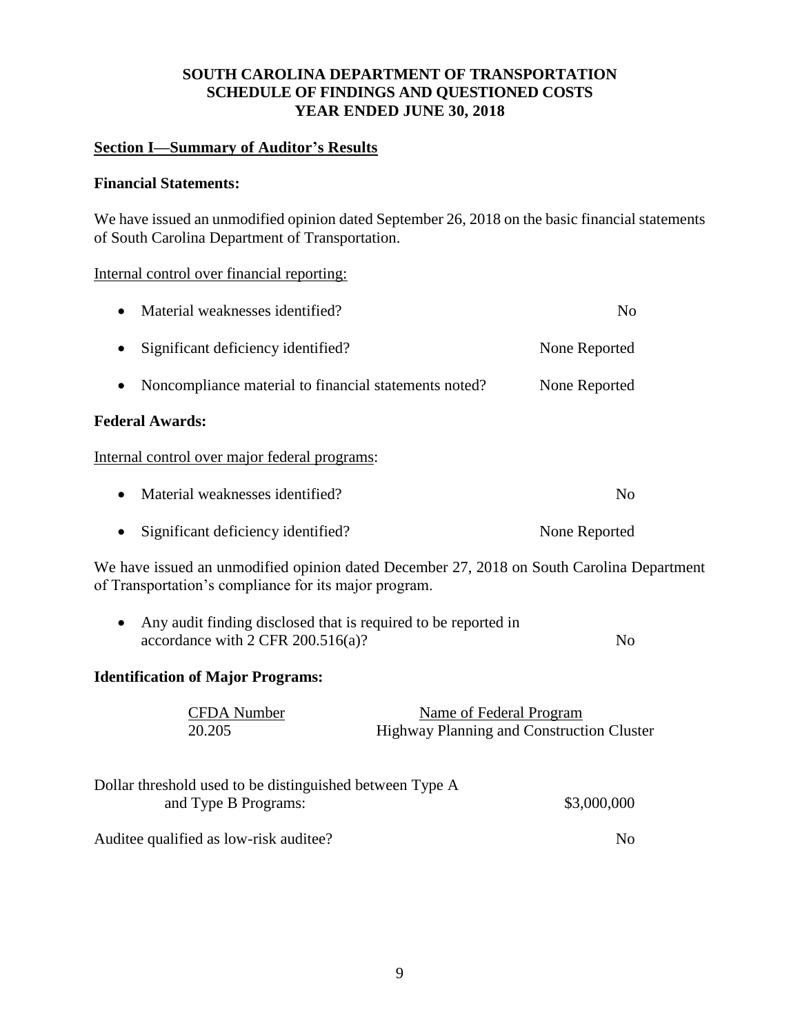# SOUTH CAROLINA DEPARTMENT OF TRANSPORTATION
# SCHEDULE OF FINDINGS AND QUESTIONED COSTS
# YEAR ENDED JUNE 30, 2018

## Section I—Summary of Auditor's Results

### Financial Statements:

We have issued an unmodified opinion dated September 26, 2018 on the basic financial statements of South Carolina Department of Transportation.

Internal control over financial reporting:

| | |
|---|---|
| • Material weaknesses identified? | No |
| • Significant deficiency identified? | None Reported |
| • Noncompliance material to financial statements noted? | None Reported |

### Federal Awards:

Internal control over major federal programs:

| | |
|---|---|
| • Material weaknesses identified? | No |
| • Significant deficiency identified? | None Reported |

We have issued an unmodified opinion dated December 27, 2018 on South Carolina Department of Transportation's compliance for its major program.

| | |
|---|---|
| • Any audit finding disclosed that is required to be reported in accordance with 2 CFR 200.516(a)? | No |

### Identification of Major Programs:

| CFDA Number | Name of Federal Program |
|---|---|
| 20.205 | Highway Planning and Construction Cluster |

| | |
|---|---|
| Dollar threshold used to be distinguished between Type A and Type B Programs: | \$3,000,000 |
| Auditee qualified as low-risk auditee? | No |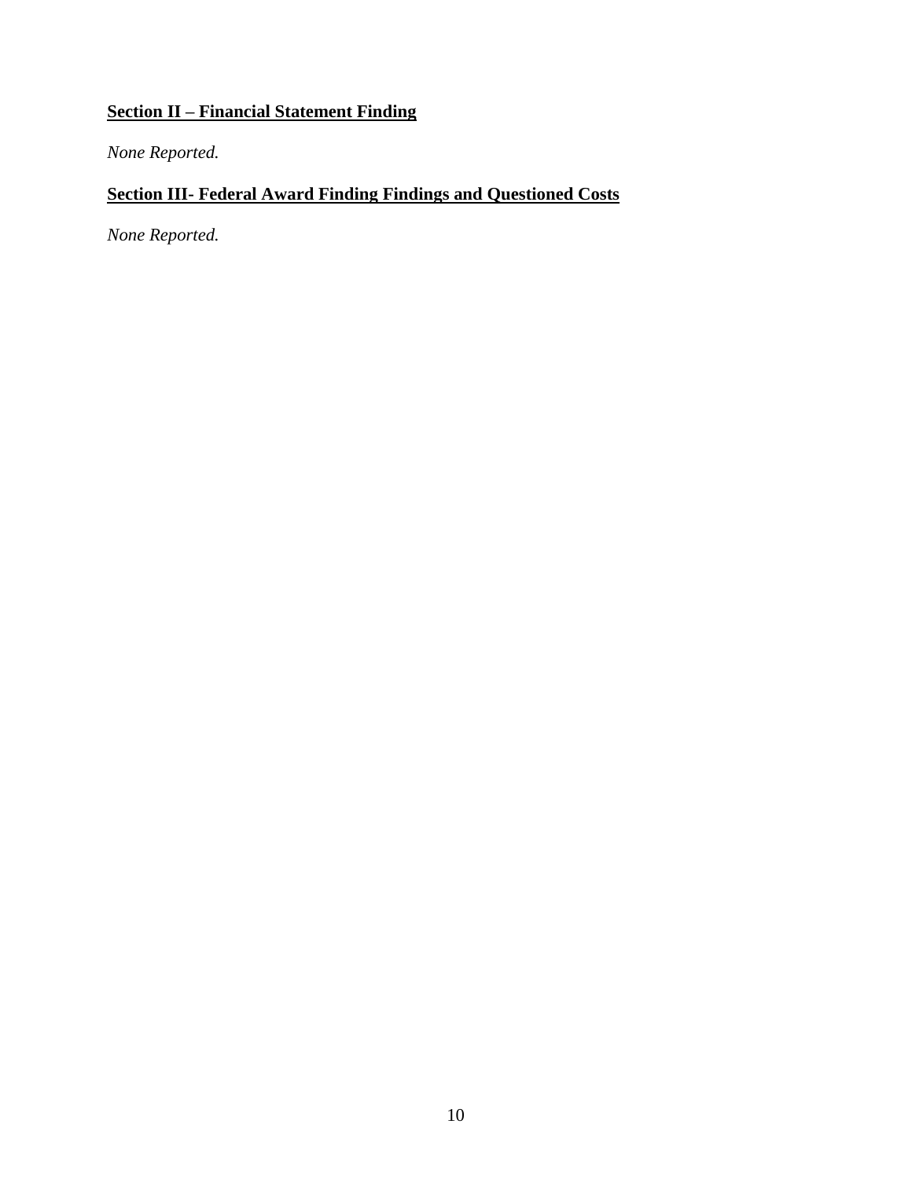## Section II – Financial Statement Finding

*None Reported.*

## Section III- Federal Award Finding Findings and Questioned Costs

*None Reported.*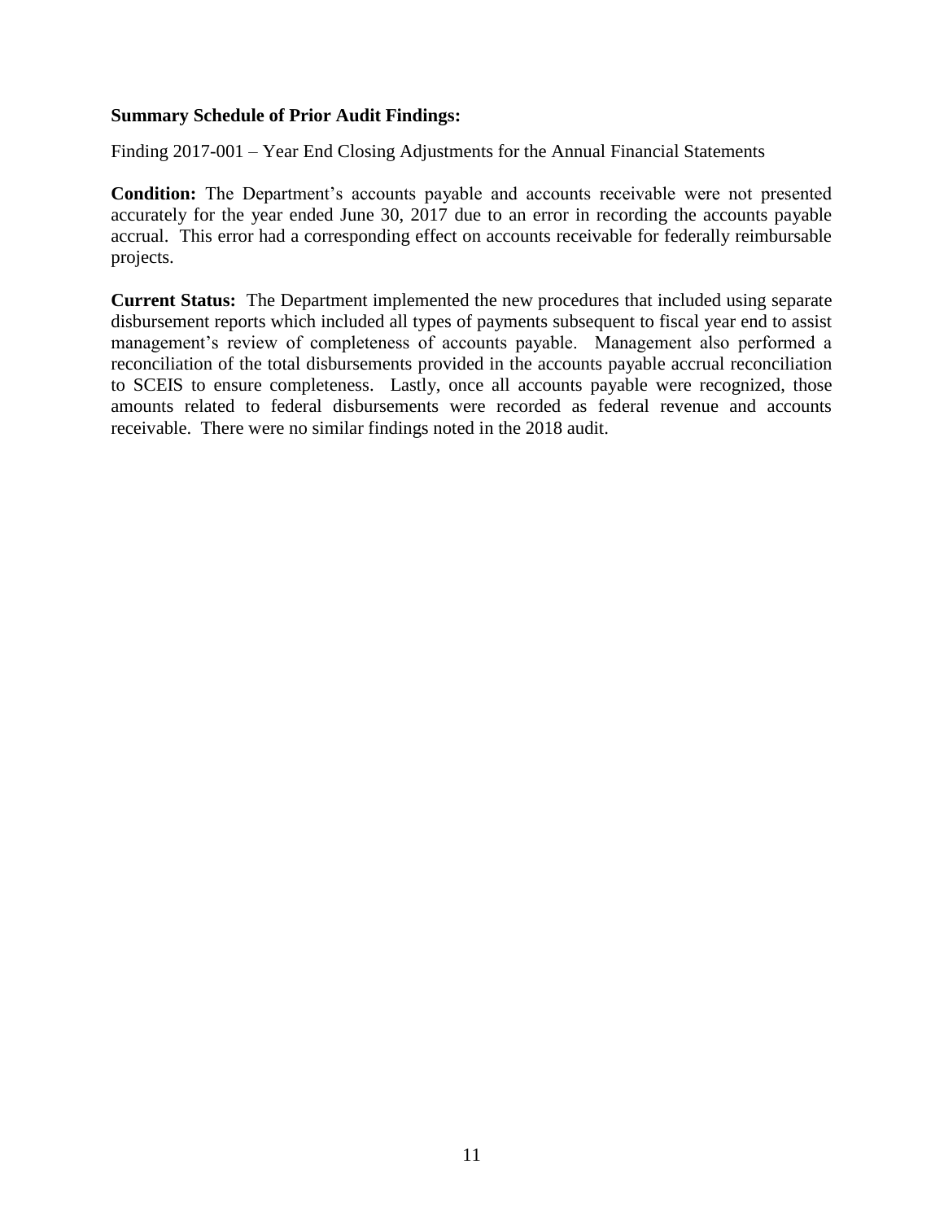**Summary Schedule of Prior Audit Findings:**

Finding 2017-001 – Year End Closing Adjustments for the Annual Financial Statements

**Condition:** The Department's accounts payable and accounts receivable were not presented accurately for the year ended June 30, 2017 due to an error in recording the accounts payable accrual. This error had a corresponding effect on accounts receivable for federally reimbursable projects.

**Current Status:** The Department implemented the new procedures that included using separate disbursement reports which included all types of payments subsequent to fiscal year end to assist management's review of completeness of accounts payable. Management also performed a reconciliation of the total disbursements provided in the accounts payable accrual reconciliation to SCEIS to ensure completeness. Lastly, once all accounts payable were recognized, those amounts related to federal disbursements were recorded as federal revenue and accounts receivable. There were no similar findings noted in the 2018 audit.